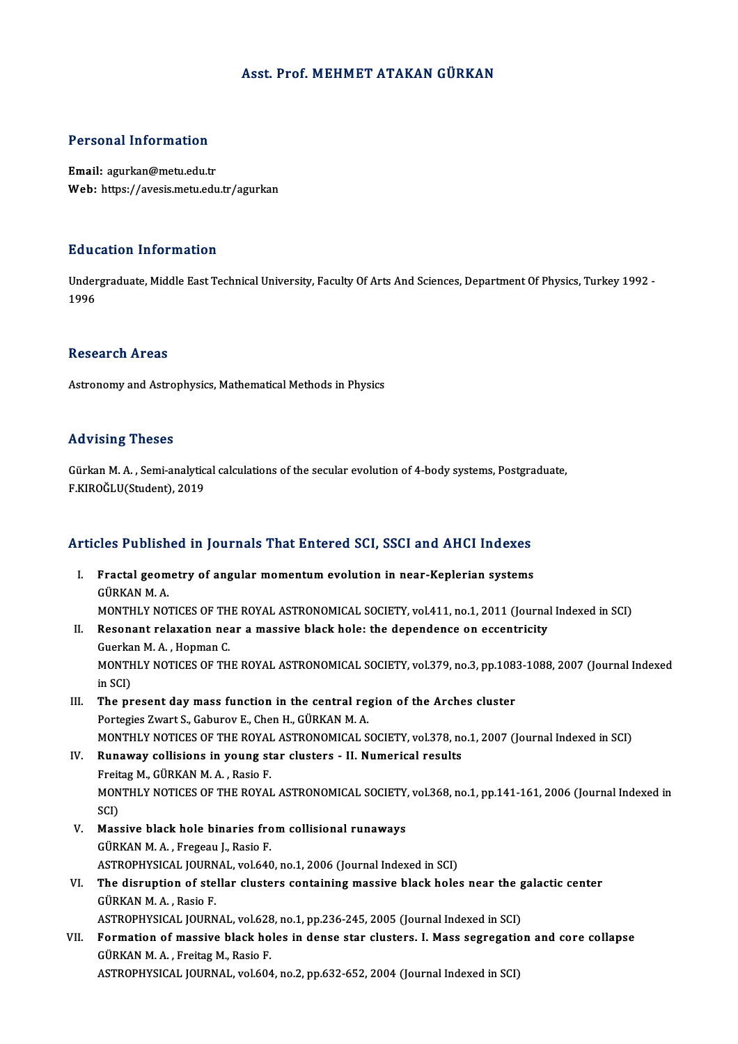# Asst. Prof. MEHMET ATAKAN GÜRKAN

## Personal Information

**Email:** agurkan@metu.edu.tr
**Web:** https://avesis.metu.edu.tr/agurkan

## Education Information

Undergraduate, Middle East Technical University, Faculty Of Arts And Sciences, Department Of Physics, Turkey 1992 - 1996

## Research Areas

Astronomy and Astrophysics, Mathematical Methods in Physics

## Advising Theses

Gürkan M. A. , Semi-analytical calculations of the secular evolution of 4-body systems, Postgraduate, F.KIROĞLU(Student), 2019

## Articles Published in Journals That Entered SCI, SSCI and AHCI Indexes

I. **Fractal geometry of angular momentum evolution in near-Keplerian systems**
GÜRKAN M. A.
MONTHLY NOTICES OF THE ROYAL ASTRONOMICAL SOCIETY, vol.411, no.1, 2011 (Journal Indexed in SCI)

II. **Resonant relaxation near a massive black hole: the dependence on eccentricity**
Guerkan M. A. , Hopman C.
MONTHLY NOTICES OF THE ROYAL ASTRONOMICAL SOCIETY, vol.379, no.3, pp.1083-1088, 2007 (Journal Indexed in SCI)

III. **The present day mass function in the central region of the Arches cluster**
Portegies Zwart S., Gaburov E., Chen H., GÜRKAN M. A.
MONTHLY NOTICES OF THE ROYAL ASTRONOMICAL SOCIETY, vol.378, no.1, 2007 (Journal Indexed in SCI)

IV. **Runaway collisions in young star clusters - II. Numerical results**
Freitag M., GÜRKAN M. A. , Rasio F.
MONTHLY NOTICES OF THE ROYAL ASTRONOMICAL SOCIETY, vol.368, no.1, pp.141-161, 2006 (Journal Indexed in SCI)

V. **Massive black hole binaries from collisional runaways**
GÜRKAN M. A. , Fregeau J., Rasio F.
ASTROPHYSICAL JOURNAL, vol.640, no.1, 2006 (Journal Indexed in SCI)

VI. **The disruption of stellar clusters containing massive black holes near the galactic center**
GÜRKAN M. A. , Rasio F.
ASTROPHYSICAL JOURNAL, vol.628, no.1, pp.236-245, 2005 (Journal Indexed in SCI)

VII. **Formation of massive black holes in dense star clusters. I. Mass segregation and core collapse**
GÜRKAN M. A. , Freitag M., Rasio F.
ASTROPHYSICAL JOURNAL, vol.604, no.2, pp.632-652, 2004 (Journal Indexed in SCI)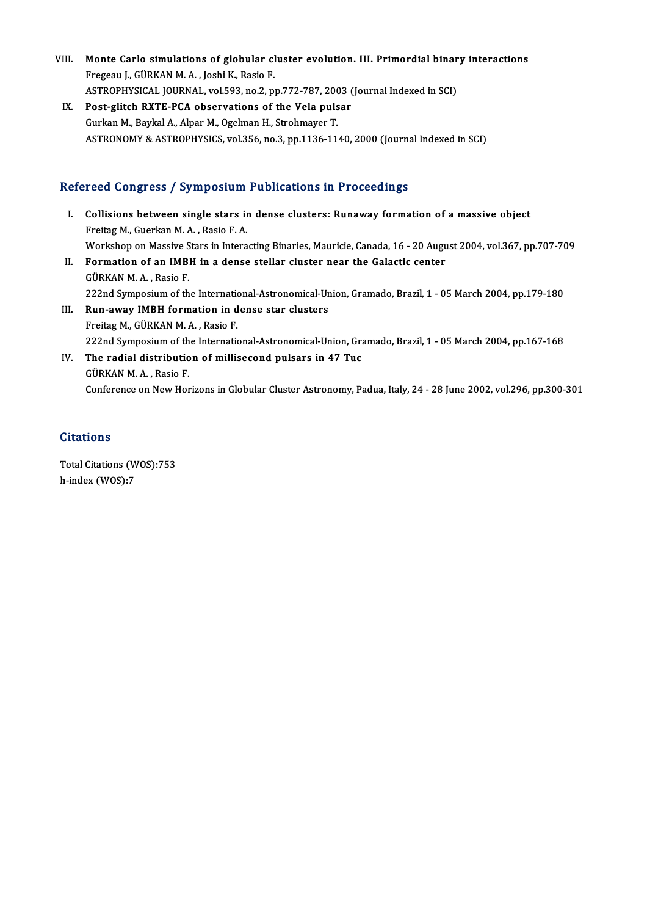VIII. **Monte Carlo simulations of globular cluster evolution. III. Primordial binary interactions**
Fregeau J., GÜRKAN M. A. , Joshi K., Rasio F.
ASTROPHYSICAL JOURNAL, vol.593, no.2, pp.772-787, 2003 (Journal Indexed in SCI)

IX. **Post-glitch RXTE-PCA observations of the Vela pulsar**
Gurkan M., Baykal A., Alpar M., Ogelman H., Strohmayer T.
ASTRONOMY & ASTROPHYSICS, vol.356, no.3, pp.1136-1140, 2000 (Journal Indexed in SCI)

## Refereed Congress / Symposium Publications in Proceedings

I. **Collisions between single stars in dense clusters: Runaway formation of a massive object**
Freitag M., Guerkan M. A. , Rasio F. A.
Workshop on Massive Stars in Interacting Binaries, Mauricie, Canada, 16 - 20 August 2004, vol.367, pp.707-709

II. **Formation of an IMBH in a dense stellar cluster near the Galactic center**
GÜRKAN M. A. , Rasio F.
222nd Symposium of the International-Astronomical-Union, Gramado, Brazil, 1 - 05 March 2004, pp.179-180

III. **Run-away IMBH formation in dense star clusters**
Freitag M., GÜRKAN M. A. , Rasio F.
222nd Symposium of the International-Astronomical-Union, Gramado, Brazil, 1 - 05 March 2004, pp.167-168

IV. **The radial distribution of millisecond pulsars in 47 Tuc**
GÜRKAN M. A. , Rasio F.
Conference on New Horizons in Globular Cluster Astronomy, Padua, Italy, 24 - 28 June 2002, vol.296, pp.300-301

## Citations

Total Citations (WOS):753
h-index (WOS):7